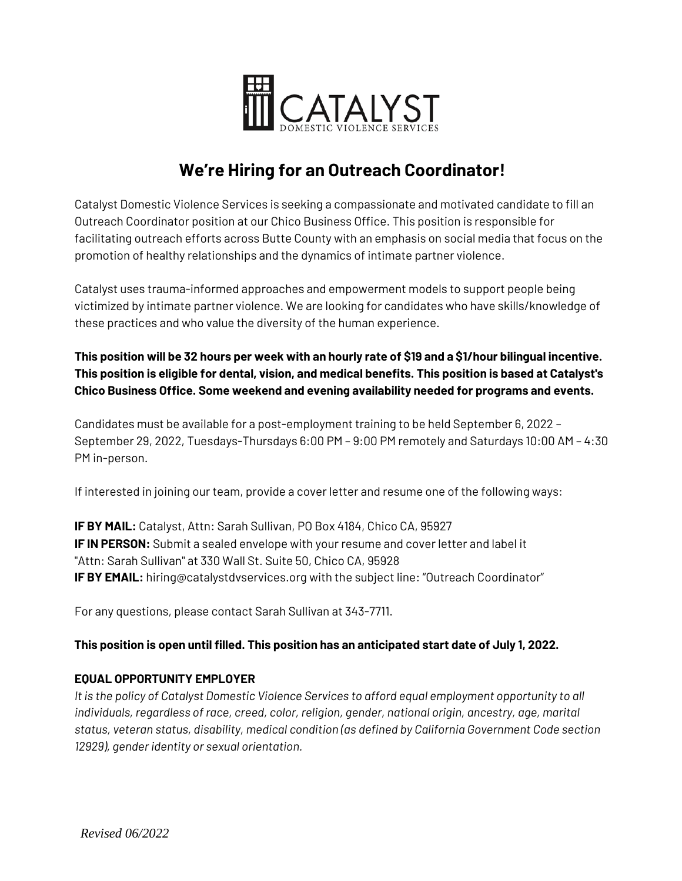CATALYST
DOMESTIC VIOLENCE SERVICES

# We're Hiring for an Outreach Coordinator!

Catalyst Domestic Violence Services is seeking a compassionate and motivated candidate to fill an Outreach Coordinator position at our Chico Business Office. This position is responsible for facilitating outreach efforts across Butte County with an emphasis on social media that focus on the promotion of healthy relationships and the dynamics of intimate partner violence.

Catalyst uses trauma-informed approaches and empowerment models to support people being victimized by intimate partner violence. We are looking for candidates who have skills/knowledge of these practices and who value the diversity of the human experience.

**This position will be 32 hours per week with an hourly rate of $19 and a $1/hour bilingual incentive. This position is eligible for dental, vision, and medical benefits. This position is based at Catalyst's Chico Business Office. Some weekend and evening availability needed for programs and events.**

Candidates must be available for a post-employment training to be held September 6, 2022 – September 29, 2022, Tuesdays-Thursdays 6:00 PM – 9:00 PM remotely and Saturdays 10:00 AM – 4:30 PM in-person.

If interested in joining our team, provide a cover letter and resume one of the following ways:

**IF BY MAIL:** Catalyst, Attn: Sarah Sullivan, PO Box 4184, Chico CA, 95927
**IF IN PERSON:** Submit a sealed envelope with your resume and cover letter and label it "Attn: Sarah Sullivan" at 330 Wall St. Suite 50, Chico CA, 95928
**IF BY EMAIL:** hiring@catalystdvservices.org with the subject line: "Outreach Coordinator"

For any questions, please contact Sarah Sullivan at 343-7711.

**This position is open until filled. This position has an anticipated start date of July 1, 2022.**

**EQUAL OPPORTUNITY EMPLOYER**

*It is the policy of Catalyst Domestic Violence Services to afford equal employment opportunity to all individuals, regardless of race, creed, color, religion, gender, national origin, ancestry, age, marital status, veteran status, disability, medical condition (as defined by California Government Code section 12929), gender identity or sexual orientation.*

*Revised 06/2022*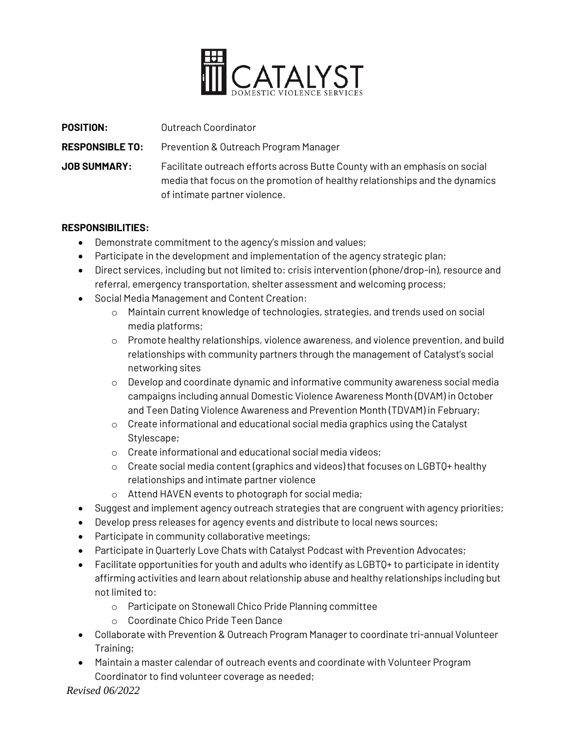**POSITION:** Outreach Coordinator

**RESPONSIBLE TO:** Prevention & Outreach Program Manager

**JOB SUMMARY:** Facilitate outreach efforts across Butte County with an emphasis on social media that focus on the promotion of healthy relationships and the dynamics of intimate partner violence.

**RESPONSIBILITIES:**

- Demonstrate commitment to the agency's mission and values;
- Participate in the development and implementation of the agency strategic plan;
- Direct services, including but not limited to: crisis intervention (phone/drop-in), resource and referral, emergency transportation, shelter assessment and welcoming process;
- Social Media Management and Content Creation:
  - Maintain current knowledge of technologies, strategies, and trends used on social media platforms;
  - Promote healthy relationships, violence awareness, and violence prevention, and build relationships with community partners through the management of Catalyst's social networking sites
  - Develop and coordinate dynamic and informative community awareness social media campaigns including annual Domestic Violence Awareness Month (DVAM) in October and Teen Dating Violence Awareness and Prevention Month (TDVAM) in February;
  - Create informational and educational social media graphics using the Catalyst Stylescape;
  - Create informational and educational social media videos;
  - Create social media content (graphics and videos) that focuses on LGBTQ+ healthy relationships and intimate partner violence
  - Attend HAVEN events to photograph for social media;
- Suggest and implement agency outreach strategies that are congruent with agency priorities;
- Develop press releases for agency events and distribute to local news sources;
- Participate in community collaborative meetings;
- Participate in Quarterly Love Chats with Catalyst Podcast with Prevention Advocates;
- Facilitate opportunities for youth and adults who identify as LGBTQ+ to participate in identity affirming activities and learn about relationship abuse and healthy relationships including but not limited to:
  - Participate on Stonewall Chico Pride Planning committee
  - Coordinate Chico Pride Teen Dance
- Collaborate with Prevention & Outreach Program Manager to coordinate tri-annual Volunteer Training;
- Maintain a master calendar of outreach events and coordinate with Volunteer Program Coordinator to find volunteer coverage as needed;

*Revised 06/2022*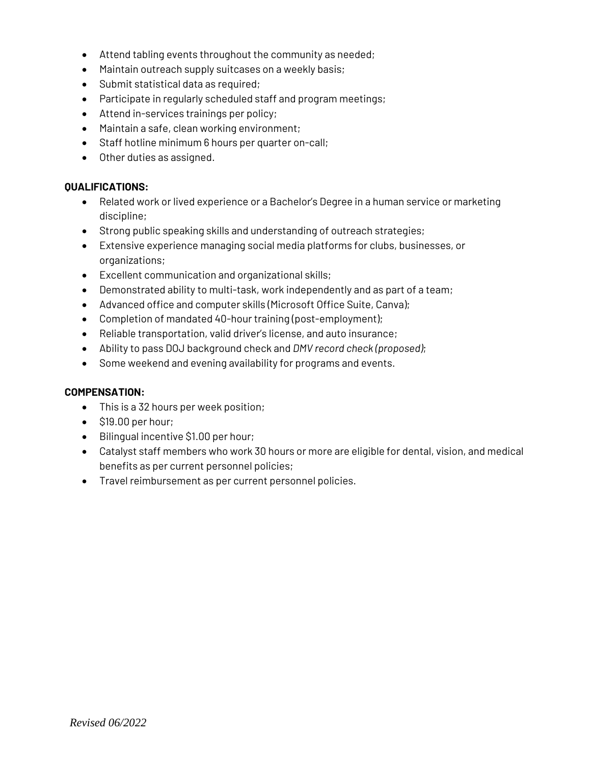- Attend tabling events throughout the community as needed;
- Maintain outreach supply suitcases on a weekly basis;
- Submit statistical data as required;
- Participate in regularly scheduled staff and program meetings;
- Attend in-services trainings per policy;
- Maintain a safe, clean working environment;
- Staff hotline minimum 6 hours per quarter on-call;
- Other duties as assigned.

**QUALIFICATIONS:**

- Related work or lived experience or a Bachelor's Degree in a human service or marketing discipline;
- Strong public speaking skills and understanding of outreach strategies;
- Extensive experience managing social media platforms for clubs, businesses, or organizations;
- Excellent communication and organizational skills;
- Demonstrated ability to multi-task, work independently and as part of a team;
- Advanced office and computer skills (Microsoft Office Suite, Canva);
- Completion of mandated 40-hour training (post-employment);
- Reliable transportation, valid driver's license, and auto insurance;
- Ability to pass DOJ background check and *DMV record check (proposed)*;
- Some weekend and evening availability for programs and events.

**COMPENSATION:**

- This is a 32 hours per week position;
- $19.00 per hour;
- Bilingual incentive $1.00 per hour;
- Catalyst staff members who work 30 hours or more are eligible for dental, vision, and medical benefits as per current personnel policies;
- Travel reimbursement as per current personnel policies.

*Revised 06/2022*